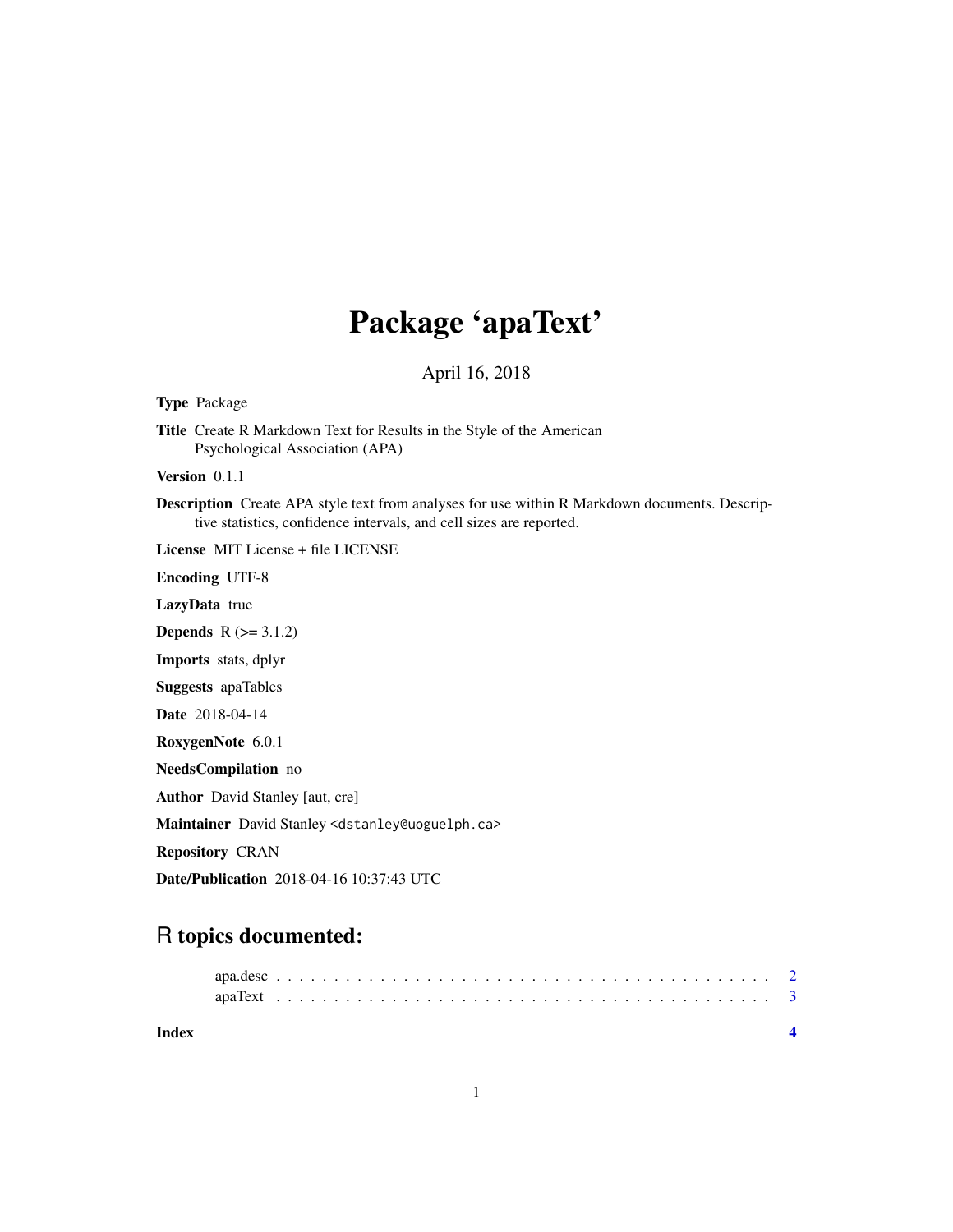# Package 'apaText'

April 16, 2018

**Type** Package

**Title** Create R Markdown Text for Results in the Style of the American Psychological Association (APA)

**Version** 0.1.1

**Description** Create APA style text from analyses for use within R Markdown documents. Descriptive statistics, confidence intervals, and cell sizes are reported.

**License** MIT License + file LICENSE

**Encoding** UTF-8

**LazyData** true

**Depends** R (>= 3.1.2)

**Imports** stats, dplyr

**Suggests** apaTables

**Date** 2018-04-14

**RoxygenNote** 6.0.1

**NeedsCompilation** no

**Author** David Stanley [aut, cre]

**Maintainer** David Stanley <dstanley@uoguelph.ca>

**Repository** CRAN

**Date/Publication** 2018-04-16 10:37:43 UTC

## R topics documented:

apa.desc . . . . . . . . . . . . . . . . . . . . . . . . . . . . . . . . . . . . . . . . . 2
apaText . . . . . . . . . . . . . . . . . . . . . . . . . . . . . . . . . . . . . . . . . 3

**Index** **4**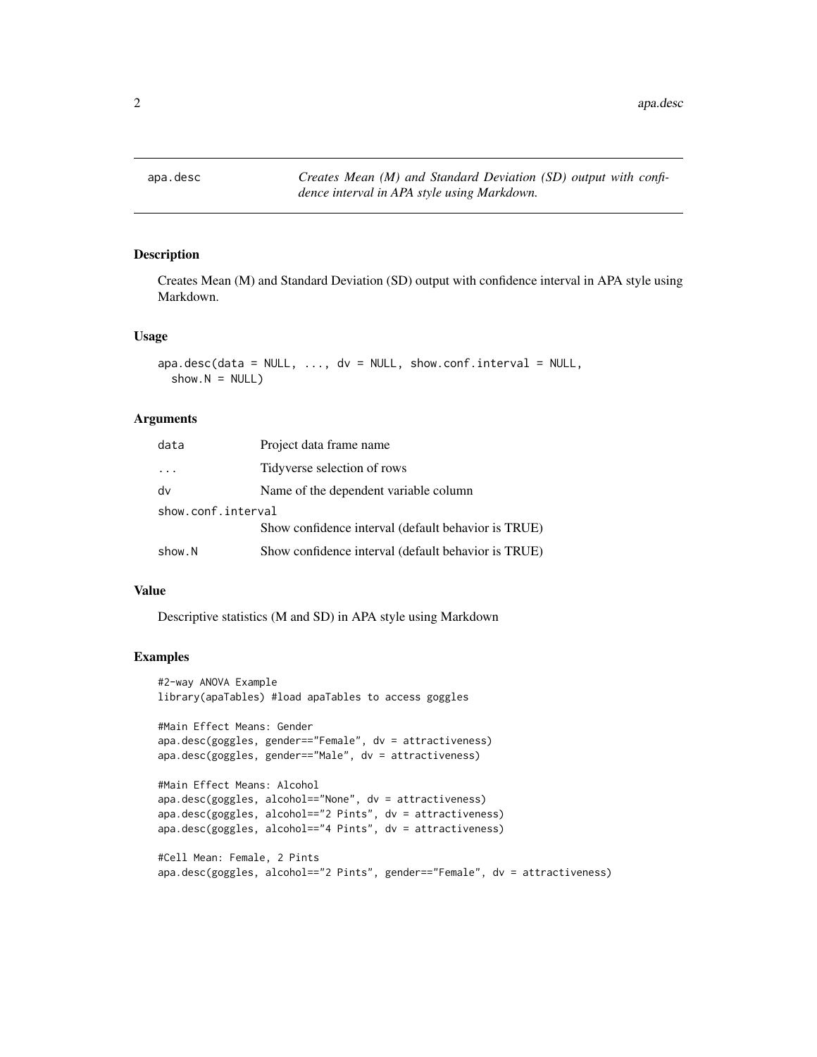apa.desc    *Creates Mean (M) and Standard Deviation (SD) output with confidence interval in APA style using Markdown.*

### Description

Creates Mean (M) and Standard Deviation (SD) output with confidence interval in APA style using Markdown.

### Usage

```
apa.desc(data = NULL, ..., dv = NULL, show.conf.interval = NULL,
  show.N = NULL)
```

### Arguments

| | |
|---|---|
| data | Project data frame name |
| ... | Tidyverse selection of rows |
| dv | Name of the dependent variable column |
| show.conf.interval | Show confidence interval (default behavior is TRUE) |
| show.N | Show confidence interval (default behavior is TRUE) |

### Value

Descriptive statistics (M and SD) in APA style using Markdown

### Examples

```
#2-way ANOVA Example
library(apaTables) #load apaTables to access goggles

#Main Effect Means: Gender
apa.desc(goggles, gender=="Female", dv = attractiveness)
apa.desc(goggles, gender=="Male", dv = attractiveness)

#Main Effect Means: Alcohol
apa.desc(goggles, alcohol=="None", dv = attractiveness)
apa.desc(goggles, alcohol=="2 Pints", dv = attractiveness)
apa.desc(goggles, alcohol=="4 Pints", dv = attractiveness)

#Cell Mean: Female, 2 Pints
apa.desc(goggles, alcohol=="2 Pints", gender=="Female", dv = attractiveness)
```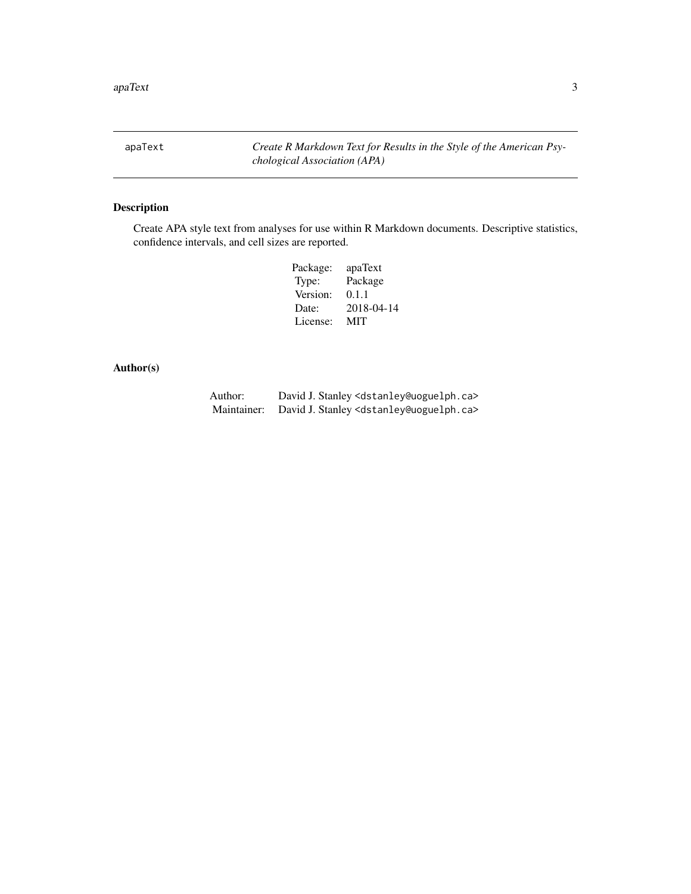apaText — *Create R Markdown Text for Results in the Style of the American Psychological Association (APA)*

## Description

Create APA style text from analyses for use within R Markdown documents. Descriptive statistics, confidence intervals, and cell sizes are reported.

| | |
|---|---|
| Package: | apaText |
| Type: | Package |
| Version: | 0.1.1 |
| Date: | 2018-04-14 |
| License: | MIT |

## Author(s)

| | |
|---|---|
| Author: | David J. Stanley <dstanley@uoguelph.ca> |
| Maintainer: | David J. Stanley <dstanley@uoguelph.ca> |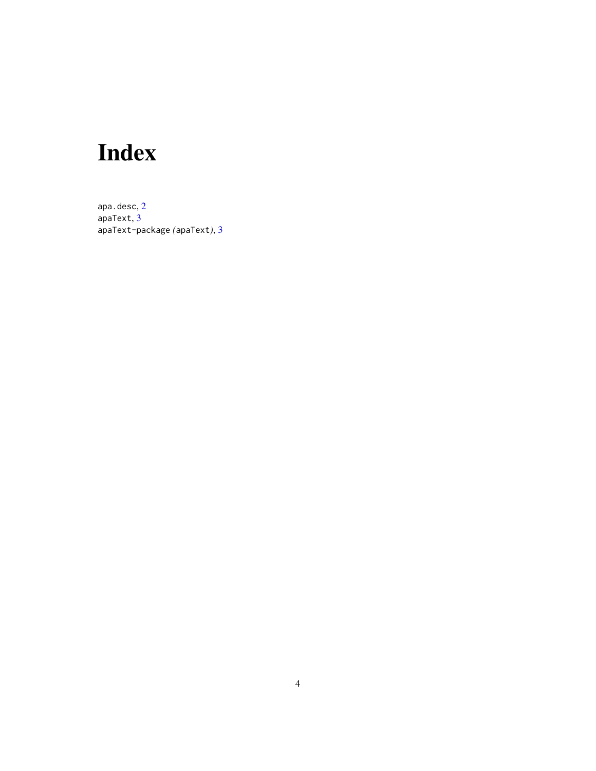# Index

apa.desc, 2
apaText, 3
apaText-package *(*apaText*)*, 3